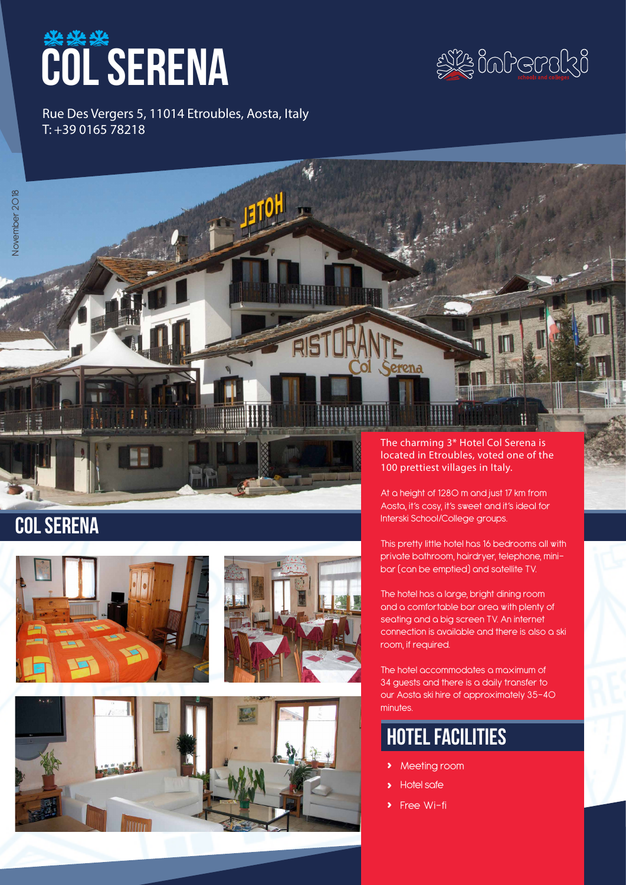# COL SERENA

Rue Des Vergers 5, 11014 Etroubles, Aosta, Italy
T: +39 0165 78218

## COL SERENA

The charming 3* Hotel Col Serena is located in Etroubles, voted one of the 100 prettiest villages in Italy.

At a height of 1280 m and just 17 km from Aosta, it's cosy, it's sweet and it's ideal for Interski School/College groups.

This pretty little hotel has 16 bedrooms all with private bathroom, hairdryer, telephone, mini-bar (can be emptied) and satellite TV.

The hotel has a large, bright dining room and a comfortable bar area with plenty of seating and a big screen TV. An internet connection is available and there is also a ski room, if required.

The hotel accommodates a maximum of 34 guests and there is a daily transfer to our Aosta ski hire of approximately 35-40 minutes.

## HOTEL FACILITIES

- Meeting room
- Hotel safe
- Free Wi-fi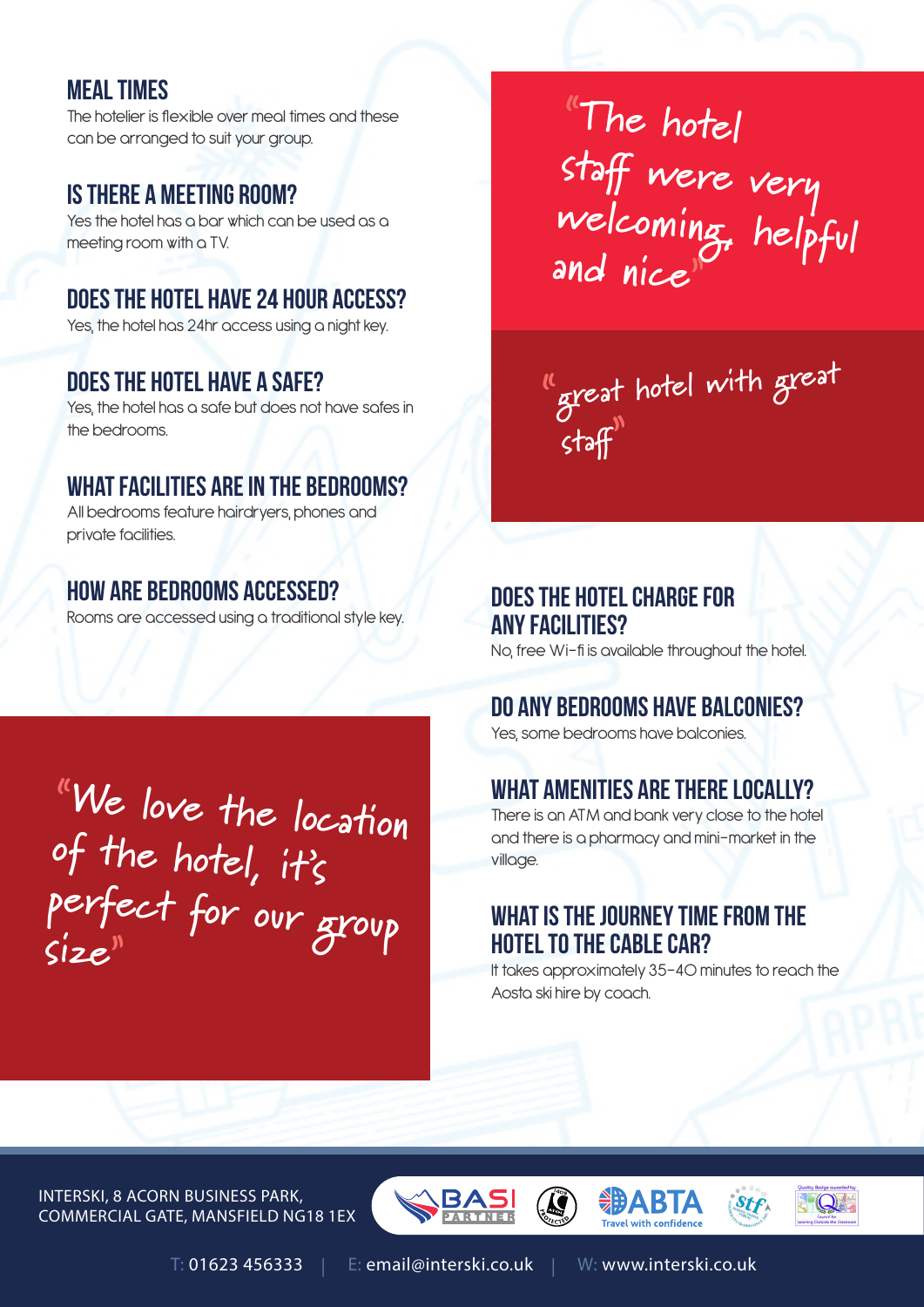## MEAL TIMES

The hotelier is flexible over meal times and these can be arranged to suit your group.

## IS THERE A MEETING ROOM?

Yes the hotel has a bar which can be used as a meeting room with a TV.

## DOES THE HOTEL HAVE 24 HOUR ACCESS?

Yes, the hotel has 24hr access using a night key.

## DOES THE HOTEL HAVE A SAFE?

Yes, the hotel has a safe but does not have safes in the bedrooms.

## WHAT FACILITIES ARE IN THE BEDROOMS?

All bedrooms feature hairdryers, phones and private facilities.

## HOW ARE BEDROOMS ACCESSED?

Rooms are accessed using a traditional style key.

"We love the location of the hotel, it's perfect for our group size"

"The hotel staff were very welcoming, helpful and nice"

"great hotel with great staff"

## DOES THE HOTEL CHARGE FOR ANY FACILITIES?

No, free Wi-fi is available throughout the hotel.

## DO ANY BEDROOMS HAVE BALCONIES?

Yes, some bedrooms have balconies.

## WHAT AMENITIES ARE THERE LOCALLY?

There is an ATM and bank very close to the hotel and there is a pharmacy and mini-market in the village.

## WHAT IS THE JOURNEY TIME FROM THE HOTEL TO THE CABLE CAR?

It takes approximately 35-40 minutes to reach the Aosta ski hire by coach.

INTERSKI, 8 ACORN BUSINESS PARK,
COMMERCIAL GATE, MANSFIELD NG18 1EX

T: 01623 456333 | E: email@interski.co.uk | W: www.interski.co.uk